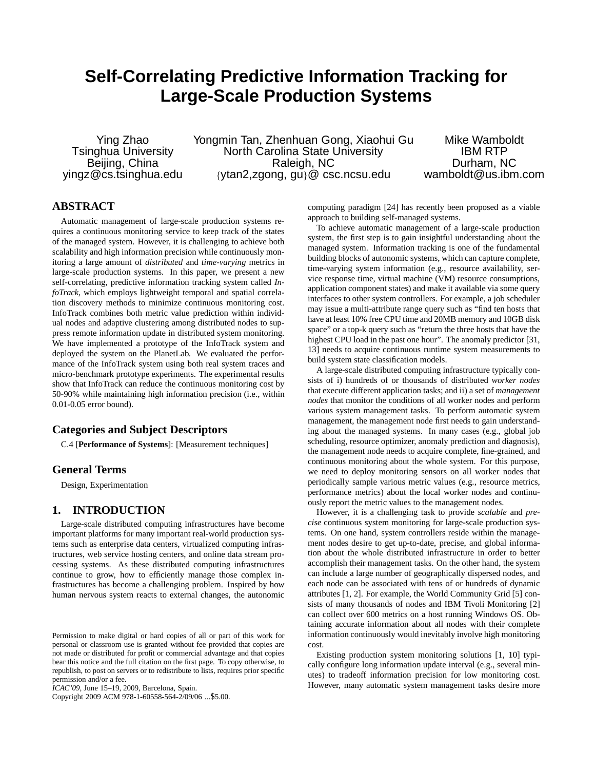# Self-Correlating Predictive Information Tracking for Large-Scale Production Systems

Ying Zhao
Tsinghua University
Beijing, China
yingz@cs.tsinghua.edu

Yongmin Tan, Zhenhuan Gong, Xiaohui Gu
North Carolina State University
Raleigh, NC
{ytan2,zgong, gu}@ csc.ncsu.edu

Mike Wamboldt
IBM RTP
Durham, NC
wamboldt@us.ibm.com

## ABSTRACT

Automatic management of large-scale production systems requires a continuous monitoring service to keep track of the states of the managed system. However, it is challenging to achieve both scalability and high information precision while continuously monitoring a large amount of *distributed* and *time-varying* metrics in large-scale production systems. In this paper, we present a new self-correlating, predictive information tracking system called *InfoTrack*, which employs lightweight temporal and spatial correlation discovery methods to minimize continuous monitoring cost. InfoTrack combines both metric value prediction within individual nodes and adaptive clustering among distributed nodes to suppress remote information update in distributed system monitoring. We have implemented a prototype of the InfoTrack system and deployed the system on the PlanetLab. We evaluated the performance of the InfoTrack system using both real system traces and micro-benchmark prototype experiments. The experimental results show that InfoTrack can reduce the continuous monitoring cost by 50-90% while maintaining high information precision (i.e., within 0.01-0.05 error bound).

## Categories and Subject Descriptors

C.4 [**Performance of Systems**]: [Measurement techniques]

## General Terms

Design, Experimentation

## 1. INTRODUCTION

Large-scale distributed computing infrastructures have become important platforms for many important real-world production systems such as enterprise data centers, virtualized computing infrastructures, web service hosting centers, and online data stream processing systems. As these distributed computing infrastructures continue to grow, how to efficiently manage those complex infrastructures has become a challenging problem. Inspired by how human nervous system reacts to external changes, the autonomic computing paradigm [24] has recently been proposed as a viable approach to building self-managed systems.

To achieve automatic management of a large-scale production system, the first step is to gain insightful understanding about the managed system. Information tracking is one of the fundamental building blocks of autonomic systems, which can capture complete, time-varying system information (e.g., resource availability, service response time, virtual machine (VM) resource consumptions, application component states) and make it available via some query interfaces to other system controllers. For example, a job scheduler may issue a multi-attribute range query such as "find ten hosts that have at least 10% free CPU time and 20MB memory and 10GB disk space" or a top-k query such as "return the three hosts that have the highest CPU load in the past one hour". The anomaly predictor [31, 13] needs to acquire continuous runtime system measurements to build system state classification models.

A large-scale distributed computing infrastructure typically consists of i) hundreds of or thousands of distributed *worker nodes* that execute different application tasks; and ii) a set of *management nodes* that monitor the conditions of all worker nodes and perform various system management tasks. To perform automatic system management, the management node first needs to gain understanding about the managed systems. In many cases (e.g., global job scheduling, resource optimizer, anomaly prediction and diagnosis), the management node needs to acquire complete, fine-grained, and continuous monitoring about the whole system. For this purpose, we need to deploy monitoring sensors on all worker nodes that periodically sample various metric values (e.g., resource metrics, performance metrics) about the local worker nodes and continuously report the metric values to the management nodes.

However, it is a challenging task to provide *scalable* and *precise* continuous system monitoring for large-scale production systems. On one hand, system controllers reside within the management nodes desire to get up-to-date, precise, and global information about the whole distributed infrastructure in order to better accomplish their management tasks. On the other hand, the system can include a large number of geographically dispersed nodes, and each node can be associated with tens of or hundreds of dynamic attributes [1, 2]. For example, the World Community Grid [5] consists of many thousands of nodes and IBM Tivoli Monitoring [2] can collect over 600 metrics on a host running Windows OS. Obtaining accurate information about all nodes with their complete information continuously would inevitably involve high monitoring cost.

Existing production system monitoring solutions [1, 10] typically configure long information update interval (e.g., several minutes) to tradeoff information precision for low monitoring cost. However, many automatic system management tasks desire more

Permission to make digital or hard copies of all or part of this work for personal or classroom use is granted without fee provided that copies are not made or distributed for profit or commercial advantage and that copies bear this notice and the full citation on the first page. To copy otherwise, to republish, to post on servers or to redistribute to lists, requires prior specific permission and/or a fee.
*ICAC'09*, June 15–19, 2009, Barcelona, Spain.
Copyright 2009 ACM 978-1-60558-564-2/09/06 ...$5.00.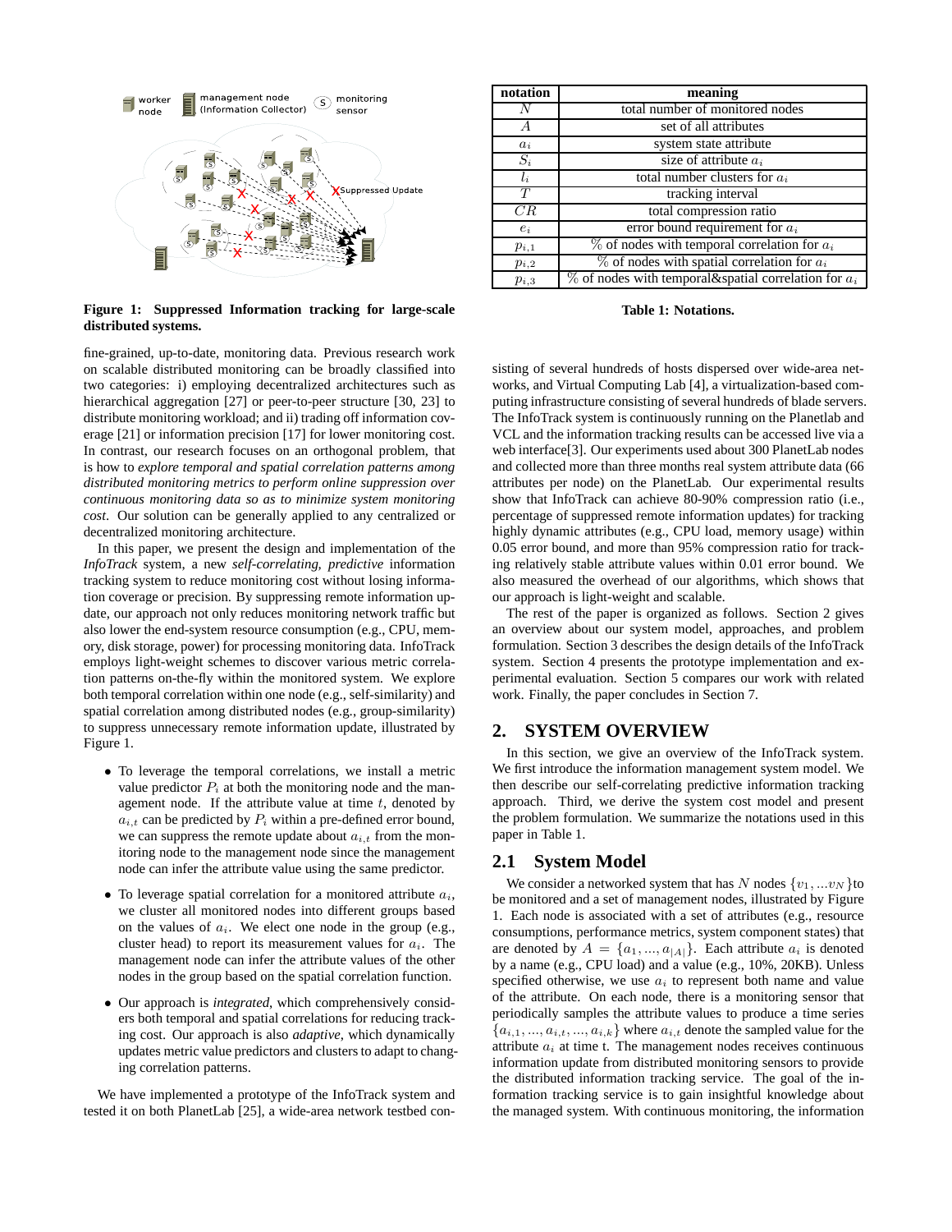Figure 1: Suppressed Information tracking for large-scale distributed systems.

| notation | meaning |
|---|---|
| $N$ | total number of monitored nodes |
| $A$ | set of all attributes |
| $a_i$ | system state attribute |
| $S_i$ | size of attribute $a_i$ |
| $l_i$ | total number clusters for $a_i$ |
| $T$ | tracking interval |
| $CR$ | total compression ratio |
| $e_i$ | error bound requirement for $a_i$ |
| $p_{i,1}$ | % of nodes with temporal correlation for $a_i$ |
| $p_{i,2}$ | % of nodes with spatial correlation for $a_i$ |
| $p_{i,3}$ | % of nodes with temporal&spatial correlation for $a_i$ |

**Table 1: Notations.**

fine-grained, up-to-date, monitoring data. Previous research work on scalable distributed monitoring can be broadly classified into two categories: i) employing decentralized architectures such as hierarchical aggregation [27] or peer-to-peer structure [30, 23] to distribute monitoring workload; and ii) trading off information coverage [21] or information precision [17] for lower monitoring cost. In contrast, our research focuses on an orthogonal problem, that is how to *explore temporal and spatial correlation patterns among distributed monitoring metrics to perform online suppression over continuous monitoring data so as to minimize system monitoring cost*. Our solution can be generally applied to any centralized or decentralized monitoring architecture.

In this paper, we present the design and implementation of the *InfoTrack* system, a new *self-correlating, predictive* information tracking system to reduce monitoring cost without losing information coverage or precision. By suppressing remote information update, our approach not only reduces monitoring network traffic but also lower the end-system resource consumption (e.g., CPU, memory, disk storage, power) for processing monitoring data. InfoTrack employs light-weight schemes to discover various metric correlation patterns on-the-fly within the monitored system. We explore both temporal correlation within one node (e.g., self-similarity) and spatial correlation among distributed nodes (e.g., group-similarity) to suppress unnecessary remote information update, illustrated by Figure 1.

- To leverage the temporal correlations, we install a metric value predictor $P_i$ at both the monitoring node and the management node. If the attribute value at time $t$, denoted by $a_{i,t}$ can be predicted by $P_i$ within a pre-defined error bound, we can suppress the remote update about $a_{i,t}$ from the monitoring node to the management node since the management node can infer the attribute value using the same predictor.
- To leverage spatial correlation for a monitored attribute $a_i$, we cluster all monitored nodes into different groups based on the values of $a_i$. We elect one node in the group (e.g., cluster head) to report its measurement values for $a_i$. The management node can infer the attribute values of the other nodes in the group based on the spatial correlation function.
- Our approach is *integrated*, which comprehensively considers both temporal and spatial correlations for reducing tracking cost. Our approach is also *adaptive*, which dynamically updates metric value predictors and clusters to adapt to changing correlation patterns.

We have implemented a prototype of the InfoTrack system and tested it on both PlanetLab [25], a wide-area network testbed consisting of several hundreds of hosts dispersed over wide-area networks, and Virtual Computing Lab [4], a virtualization-based computing infrastructure consisting of several hundreds of blade servers. The InfoTrack system is continuously running on the Planetlab and VCL and the information tracking results can be accessed live via a web interface[3]. Our experiments used about 300 PlanetLab nodes and collected more than three months real system attribute data (66 attributes per node) on the PlanetLab. Our experimental results show that InfoTrack can achieve 80-90% compression ratio (i.e., percentage of suppressed remote information updates) for tracking highly dynamic attributes (e.g., CPU load, memory usage) within 0.05 error bound, and more than 95% compression ratio for tracking relatively stable attribute values within 0.01 error bound. We also measured the overhead of our algorithms, which shows that our approach is light-weight and scalable.

The rest of the paper is organized as follows. Section 2 gives an overview about our system model, approaches, and problem formulation. Section 3 describes the design details of the InfoTrack system. Section 4 presents the prototype implementation and experimental evaluation. Section 5 compares our work with related work. Finally, the paper concludes in Section 7.

## 2. SYSTEM OVERVIEW

In this section, we give an overview of the InfoTrack system. We first introduce the information management system model. We then describe our self-correlating predictive information tracking approach. Third, we derive the system cost model and present the problem formulation. We summarize the notations used in this paper in Table 1.

### 2.1 System Model

We consider a networked system that has $N$ nodes $\{v_1, ...v_N\}$to be monitored and a set of management nodes, illustrated by Figure 1. Each node is associated with a set of attributes (e.g., resource consumptions, performance metrics, system component states) that are denoted by $A = \{a_1, ..., a_{|A|}\}$. Each attribute $a_i$ is denoted by a name (e.g., CPU load) and a value (e.g., 10%, 20KB). Unless specified otherwise, we use $a_i$ to represent both name and value of the attribute. On each node, there is a monitoring sensor that periodically samples the attribute values to produce a time series $\{a_{i,1}, ..., a_{i,t}, ..., a_{i,k}\}$ where $a_{i,t}$ denote the sampled value for the attribute $a_i$ at time t. The management nodes receives continuous information update from distributed monitoring sensors to provide the distributed information tracking service. The goal of the information tracking service is to gain insightful knowledge about the managed system. With continuous monitoring, the information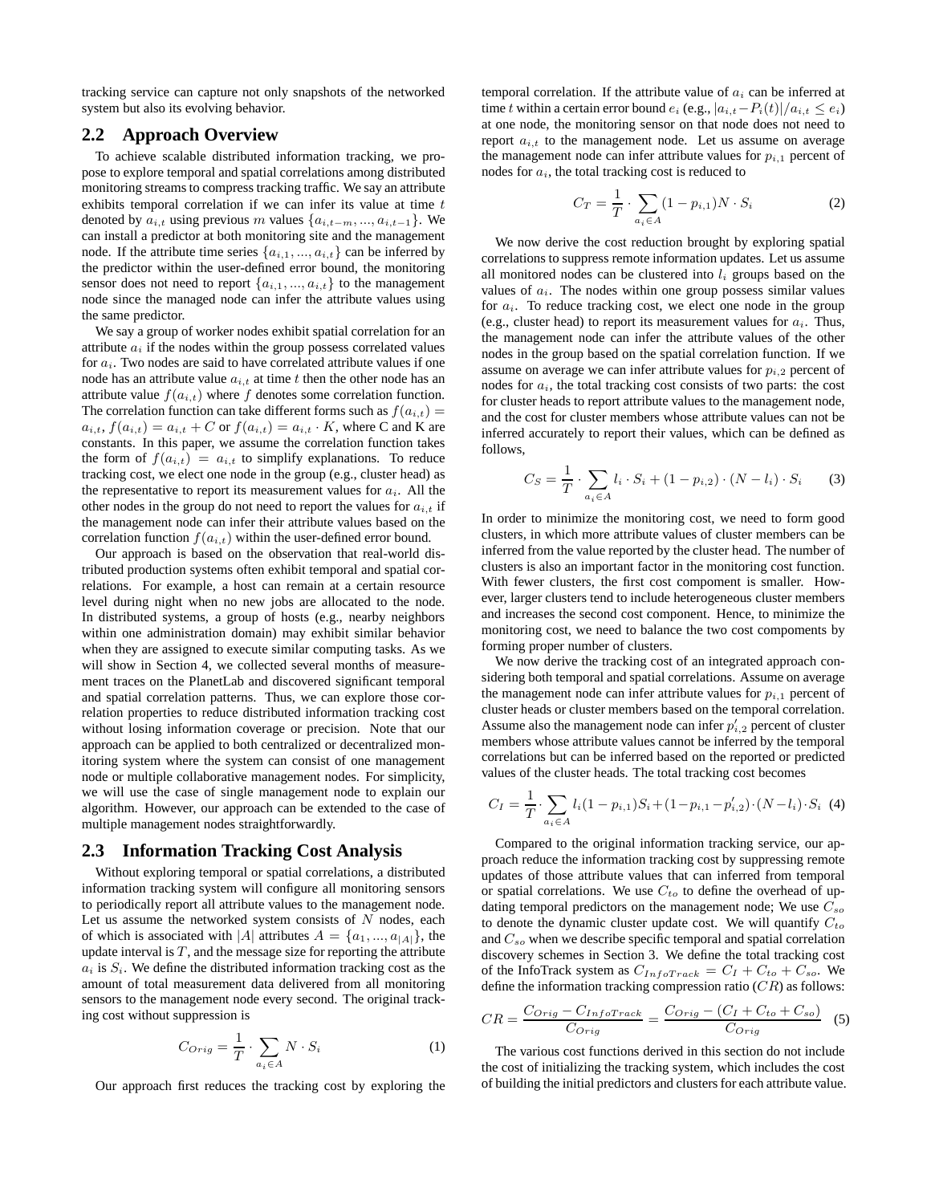tracking service can capture not only snapshots of the networked system but also its evolving behavior.

## 2.2 Approach Overview

To achieve scalable distributed information tracking, we propose to explore temporal and spatial correlations among distributed monitoring streams to compress tracking traffic. We say an attribute exhibits temporal correlation if we can infer its value at time $t$ denoted by $a_{i,t}$ using previous $m$ values $\{a_{i,t-m}, ..., a_{i,t-1}\}$. We can install a predictor at both monitoring site and the management node. If the attribute time series $\{a_{i,1}, ..., a_{i,t}\}$ can be inferred by the predictor within the user-defined error bound, the monitoring sensor does not need to report $\{a_{i,1}, ..., a_{i,t}\}$ to the management node since the managed node can infer the attribute values using the same predictor.

We say a group of worker nodes exhibit spatial correlation for an attribute $a_i$ if the nodes within the group possess correlated values for $a_i$. Two nodes are said to have correlated attribute values if one node has an attribute value $a_{i,t}$ at time $t$ then the other node has an attribute value $f(a_{i,t})$ where $f$ denotes some correlation function. The correlation function can take different forms such as $f(a_{i,t}) = a_{i,t}$, $f(a_{i,t}) = a_{i,t} + C$ or $f(a_{i,t}) = a_{i,t} \cdot K$, where C and K are constants. In this paper, we assume the correlation function takes the form of $f(a_{i,t}) = a_{i,t}$ to simplify explanations. To reduce tracking cost, we elect one node in the group (e.g., cluster head) as the representative to report its measurement values for $a_i$. All the other nodes in the group do not need to report the values for $a_{i,t}$ if the management node can infer their attribute values based on the correlation function $f(a_{i,t})$ within the user-defined error bound.

Our approach is based on the observation that real-world distributed production systems often exhibit temporal and spatial correlations. For example, a host can remain at a certain resource level during night when no new jobs are allocated to the node. In distributed systems, a group of hosts (e.g., nearby neighbors within one administration domain) may exhibit similar behavior when they are assigned to execute similar computing tasks. As we will show in Section 4, we collected several months of measurement traces on the PlanetLab and discovered significant temporal and spatial correlation patterns. Thus, we can explore those correlation properties to reduce distributed information tracking cost without losing information coverage or precision. Note that our approach can be applied to both centralized or decentralized monitoring system where the system can consist of one management node or multiple collaborative management nodes. For simplicity, we will use the case of single management node to explain our algorithm. However, our approach can be extended to the case of multiple management nodes straightforwardly.

## 2.3 Information Tracking Cost Analysis

Without exploring temporal or spatial correlations, a distributed information tracking system will configure all monitoring sensors to periodically report all attribute values to the management node. Let us assume the networked system consists of $N$ nodes, each of which is associated with $|A|$ attributes $A = \{a_1, ..., a_{|A|}\}$, the update interval is $T$, and the message size for reporting the attribute $a_i$ is $S_i$. We define the distributed information tracking cost as the amount of total measurement data delivered from all monitoring sensors to the management node every second. The original tracking cost without suppression is

$$C_{Orig} = \frac{1}{T} \cdot \sum_{a_i \in A} N \cdot S_i \tag{1}$$

Our approach first reduces the tracking cost by exploring the temporal correlation. If the attribute value of $a_i$ can be inferred at time $t$ within a certain error bound $e_i$ (e.g., $|a_{i,t} - P_i(t)|/a_{i,t} \leq e_i$) at one node, the monitoring sensor on that node does not need to report $a_{i,t}$ to the management node. Let us assume on average the management node can infer attribute values for $p_{i,1}$ percent of nodes for $a_i$, the total tracking cost is reduced to

$$C_T = \frac{1}{T} \cdot \sum_{a_i \in A} (1 - p_{i,1})N \cdot S_i \tag{2}$$

We now derive the cost reduction brought by exploring spatial correlations to suppress remote information updates. Let us assume all monitored nodes can be clustered into $l_i$ groups based on the values of $a_i$. The nodes within one group possess similar values for $a_i$. To reduce tracking cost, we elect one node in the group (e.g., cluster head) to report its measurement values for $a_i$. Thus, the management node can infer the attribute values of the other nodes in the group based on the spatial correlation function. If we assume on average we can infer attribute values for $p_{i,2}$ percent of nodes for $a_i$, the total tracking cost consists of two parts: the cost for cluster heads to report attribute values to the management node, and the cost for cluster members whose attribute values can not be inferred accurately to report their values, which can be defined as follows,

$$C_S = \frac{1}{T} \cdot \sum_{a_i \in A} l_i \cdot S_i + (1 - p_{i,2}) \cdot (N - l_i) \cdot S_i \tag{3}$$

In order to minimize the monitoring cost, we need to form good clusters, in which more attribute values of cluster members can be inferred from the value reported by the cluster head. The number of clusters is also an important factor in the monitoring cost function. With fewer clusters, the first cost compoment is smaller. However, larger clusters tend to include heterogeneous cluster members and increases the second cost component. Hence, to minimize the monitoring cost, we need to balance the two cost compoments by forming proper number of clusters.

We now derive the tracking cost of an integrated approach considering both temporal and spatial correlations. Assume on average the management node can infer attribute values for $p_{i,1}$ percent of cluster heads or cluster members based on the temporal correlation. Assume also the management node can infer $p'_{i,2}$ percent of cluster members whose attribute values cannot be inferred by the temporal correlations but can be inferred based on the reported or predicted values of the cluster heads. The total tracking cost becomes

$$C_I = \frac{1}{T} \cdot \sum_{a_i \in A} l_i(1 - p_{i,1})S_i + (1 - p_{i,1} - p'_{i,2}) \cdot (N - l_i) \cdot S_i \tag{4}$$

Compared to the original information tracking service, our approach reduce the information tracking cost by suppressing remote updates of those attribute values that can inferred from temporal or spatial correlations. We use $C_{to}$ to define the overhead of updating temporal predictors on the management node; We use $C_{so}$ to denote the dynamic cluster update cost. We will quantify $C_{to}$ and $C_{so}$ when we describe specific temporal and spatial correlation discovery schemes in Section 3. We define the total tracking cost of the InfoTrack system as $C_{InfoTrack} = C_I + C_{to} + C_{so}$. We define the information tracking compression ratio ($CR$) as follows:

$$CR = \frac{C_{Orig} - C_{InfoTrack}}{C_{Orig}} = \frac{C_{Orig} - (C_I + C_{to} + C_{so})}{C_{Orig}} \tag{5}$$

The various cost functions derived in this section do not include the cost of initializing the tracking system, which includes the cost of building the initial predictors and clusters for each attribute value.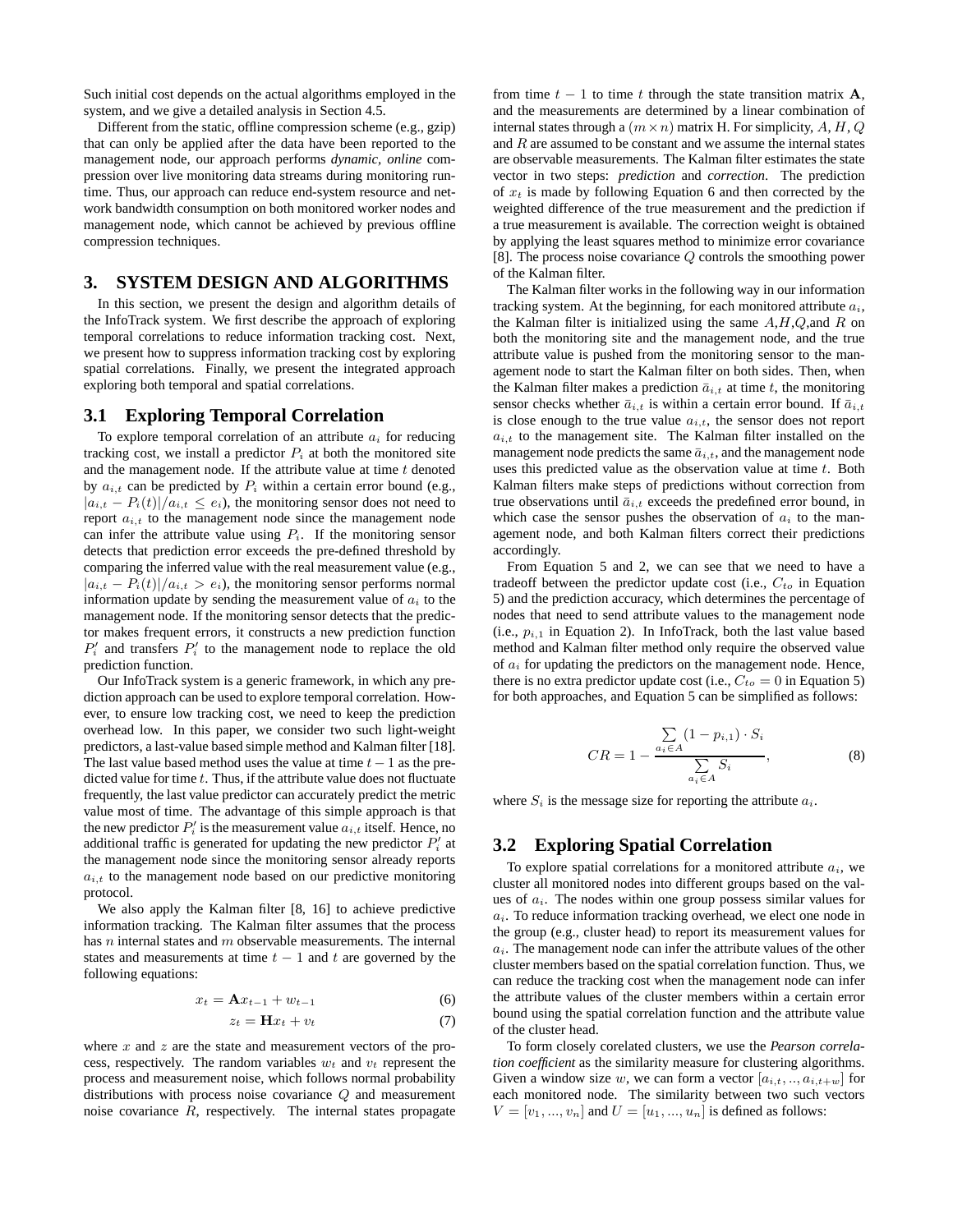Such initial cost depends on the actual algorithms employed in the system, and we give a detailed analysis in Section 4.5.

Different from the static, offline compression scheme (e.g., gzip) that can only be applied after the data have been reported to the management node, our approach performs *dynamic*, *online* compression over live monitoring data streams during monitoring runtime. Thus, our approach can reduce end-system resource and network bandwidth consumption on both monitored worker nodes and management node, which cannot be achieved by previous offline compression techniques.

# 3. SYSTEM DESIGN AND ALGORITHMS

In this section, we present the design and algorithm details of the InfoTrack system. We first describe the approach of exploring temporal correlations to reduce information tracking cost. Next, we present how to suppress information tracking cost by exploring spatial correlations. Finally, we present the integrated approach exploring both temporal and spatial correlations.

## 3.1 Exploring Temporal Correlation

To explore temporal correlation of an attribute $a_i$ for reducing tracking cost, we install a predictor $P_i$ at both the monitored site and the management node. If the attribute value at time $t$ denoted by $a_{i,t}$ can be predicted by $P_i$ within a certain error bound (e.g., $|a_{i,t} - P_i(t)|/a_{i,t} \leq e_i$), the monitoring sensor does not need to report $a_{i,t}$ to the management node since the management node can infer the attribute value using $P_i$. If the monitoring sensor detects that prediction error exceeds the pre-defined threshold by comparing the inferred value with the real measurement value (e.g., $|a_{i,t} - P_i(t)|/a_{i,t} > e_i$), the monitoring sensor performs normal information update by sending the measurement value of $a_i$ to the management node. If the monitoring sensor detects that the predictor makes frequent errors, it constructs a new prediction function $P'_i$ and transfers $P'_i$ to the management node to replace the old prediction function.

Our InfoTrack system is a generic framework, in which any prediction approach can be used to explore temporal correlation. However, to ensure low tracking cost, we need to keep the prediction overhead low. In this paper, we consider two such light-weight predictors, a last-value based simple method and Kalman filter [18]. The last value based method uses the value at time $t-1$ as the predicted value for time $t$. Thus, if the attribute value does not fluctuate frequently, the last value predictor can accurately predict the metric value most of time. The advantage of this simple approach is that the new predictor $P'_i$ is the measurement value $a_{i,t}$ itself. Hence, no additional traffic is generated for updating the new predictor $P'_i$ at the management node since the monitoring sensor already reports $a_{i,t}$ to the management node based on our predictive monitoring protocol.

We also apply the Kalman filter [8, 16] to achieve predictive information tracking. The Kalman filter assumes that the process has $n$ internal states and $m$ observable measurements. The internal states and measurements at time $t-1$ and $t$ are governed by the following equations:

$$x_t = \mathbf{A}x_{t-1} + w_{t-1} \tag{6}$$

$$z_t = \mathbf{H}x_t + v_t \tag{7}$$

where $x$ and $z$ are the state and measurement vectors of the process, respectively. The random variables $w_t$ and $v_t$ represent the process and measurement noise, which follows normal probability distributions with process noise covariance $Q$ and measurement noise covariance $R$, respectively. The internal states propagate from time $t-1$ to time $t$ through the state transition matrix $\mathbf{A}$, and the measurements are determined by a linear combination of internal states through a $(m \times n)$ matrix H. For simplicity, $A$, $H$, $Q$ and $R$ are assumed to be constant and we assume the internal states are observable measurements. The Kalman filter estimates the state vector in two steps: *prediction* and *correction*. The prediction of $x_t$ is made by following Equation 6 and then corrected by the weighted difference of the true measurement and the prediction if a true measurement is available. The correction weight is obtained by applying the least squares method to minimize error covariance [8]. The process noise covariance $Q$ controls the smoothing power of the Kalman filter.

The Kalman filter works in the following way in our information tracking system. At the beginning, for each monitored attribute $a_i$, the Kalman filter is initialized using the same $A$,$H$,$Q$,and $R$ on both the monitoring site and the management node, and the true attribute value is pushed from the monitoring sensor to the management node to start the Kalman filter on both sides. Then, when the Kalman filter makes a prediction $\bar{a}_{i,t}$ at time $t$, the monitoring sensor checks whether $\bar{a}_{i,t}$ is within a certain error bound. If $\bar{a}_{i,t}$ is close enough to the true value $a_{i,t}$, the sensor does not report $a_{i,t}$ to the management site. The Kalman filter installed on the management node predicts the same $\bar{a}_{i,t}$, and the management node uses this predicted value as the observation value at time $t$. Both Kalman filters make steps of predictions without correction from true observations until $\bar{a}_{i,t}$ exceeds the predefined error bound, in which case the sensor pushes the observation of $a_i$ to the management node, and both Kalman filters correct their predictions accordingly.

From Equation 5 and 2, we can see that we need to have a tradeoff between the predictor update cost (i.e., $C_{to}$ in Equation 5) and the prediction accuracy, which determines the percentage of nodes that need to send attribute values to the management node (i.e., $p_{i,1}$ in Equation 2). In InfoTrack, both the last value based method and Kalman filter method only require the observed value of $a_i$ for updating the predictors on the management node. Hence, there is no extra predictor update cost (i.e., $C_{to} = 0$ in Equation 5) for both approaches, and Equation 5 can be simplified as follows:

$$CR = 1 - \frac{\sum_{a_i \in A} (1 - p_{i,1}) \cdot S_i}{\sum_{a_i \in A} S_i}, \tag{8}$$

where $S_i$ is the message size for reporting the attribute $a_i$.

## 3.2 Exploring Spatial Correlation

To explore spatial correlations for a monitored attribute $a_i$, we cluster all monitored nodes into different groups based on the values of $a_i$. The nodes within one group possess similar values for $a_i$. To reduce information tracking overhead, we elect one node in the group (e.g., cluster head) to report its measurement values for $a_i$. The management node can infer the attribute values of the other cluster members based on the spatial correlation function. Thus, we can reduce the tracking cost when the management node can infer the attribute values of the cluster members within a certain error bound using the spatial correlation function and the attribute value of the cluster head.

To form closely corelated clusters, we use the *Pearson correlation coefficient* as the similarity measure for clustering algorithms. Given a window size $w$, we can form a vector $[a_{i,t}, .., a_{i,t+w}]$ for each monitored node. The similarity between two such vectors $V = [v_1, ..., v_n]$ and $U = [u_1, ..., u_n]$ is defined as follows: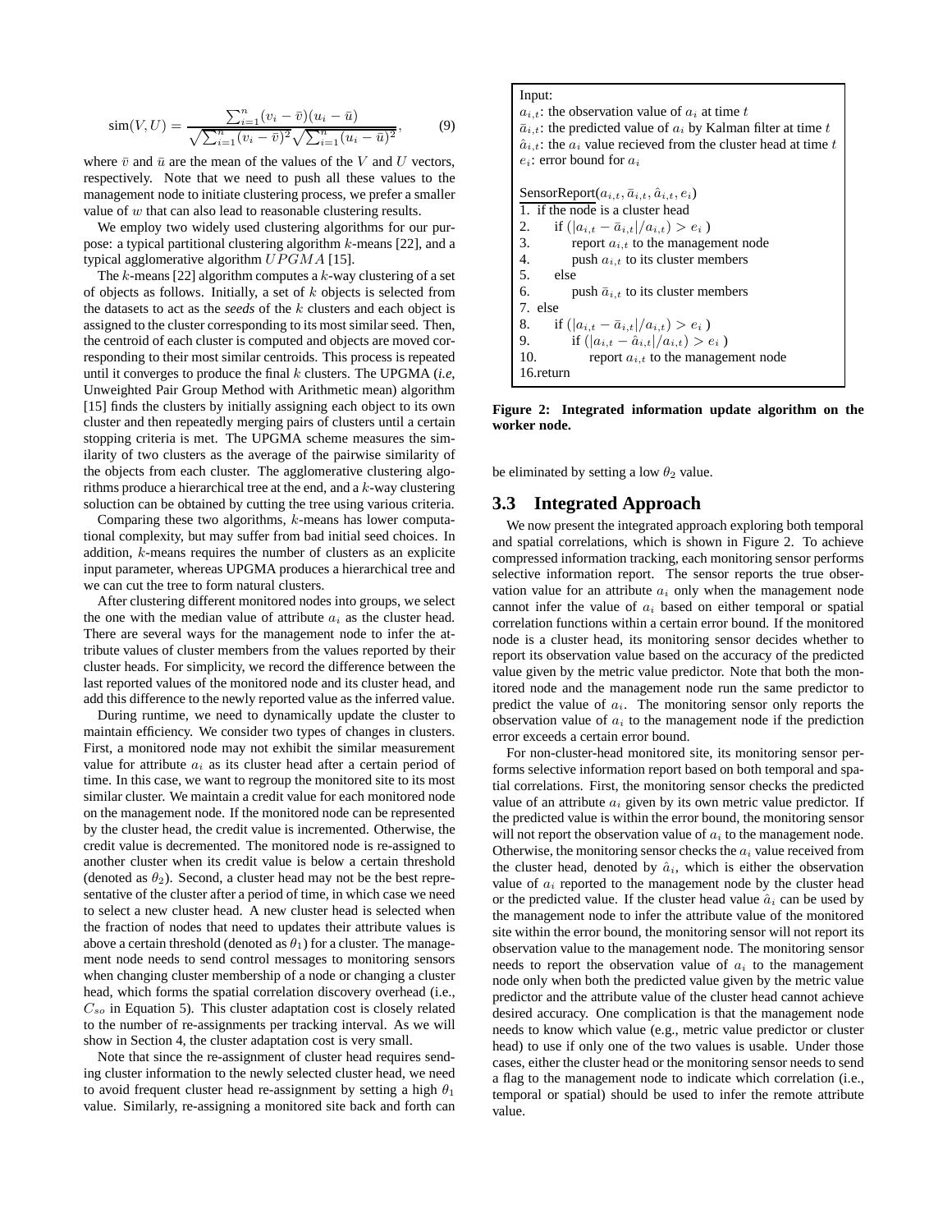$$\text{sim}(V,U) = \frac{\sum_{i=1}^{n}(v_i - \bar{v})(u_i - \bar{u})}{\sqrt{\sum_{i=1}^{n}(v_i - \bar{v})^2}\sqrt{\sum_{i=1}^{n}(u_i - \bar{u})^2}}, \tag{9}$$

where $\bar{v}$ and $\bar{u}$ are the mean of the values of the $V$ and $U$ vectors, respectively. Note that we need to push all these values to the management node to initiate clustering process, we prefer a smaller value of $w$ that can also lead to reasonable clustering results.

We employ two widely used clustering algorithms for our purpose: a typical partitional clustering algorithm $k$-means [22], and a typical agglomerative algorithm $UPGMA$ [15].

The $k$-means [22] algorithm computes a $k$-way clustering of a set of objects as follows. Initially, a set of $k$ objects is selected from the datasets to act as the *seeds* of the $k$ clusters and each object is assigned to the cluster corresponding to its most similar seed. Then, the centroid of each cluster is computed and objects are moved corresponding to their most similar centroids. This process is repeated until it converges to produce the final $k$ clusters. The UPGMA (*i.e*, Unweighted Pair Group Method with Arithmetic mean) algorithm [15] finds the clusters by initially assigning each object to its own cluster and then repeatedly merging pairs of clusters until a certain stopping criteria is met. The UPGMA scheme measures the similarity of two clusters as the average of the pairwise similarity of the objects from each cluster. The agglomerative clustering algorithms produce a hierarchical tree at the end, and a $k$-way clustering soluction can be obtained by cutting the tree using various criteria.

Comparing these two algorithms, $k$-means has lower computational complexity, but may suffer from bad initial seed choices. In addition, $k$-means requires the number of clusters as an explicite input parameter, whereas UPGMA produces a hierarchical tree and we can cut the tree to form natural clusters.

After clustering different monitored nodes into groups, we select the one with the median value of attribute $a_i$ as the cluster head. There are several ways for the management node to infer the attribute values of cluster members from the values reported by their cluster heads. For simplicity, we record the difference between the last reported values of the monitored node and its cluster head, and add this difference to the newly reported value as the inferred value.

During runtime, we need to dynamically update the cluster to maintain efficiency. We consider two types of changes in clusters. First, a monitored node may not exhibit the similar measurement value for attribute $a_i$ as its cluster head after a certain period of time. In this case, we want to regroup the monitored site to its most similar cluster. We maintain a credit value for each monitored node on the management node. If the monitored node can be represented by the cluster head, the credit value is incremented. Otherwise, the credit value is decremented. The monitored node is re-assigned to another cluster when its credit value is below a certain threshold (denoted as $\theta_2$). Second, a cluster head may not be the best representative of the cluster after a period of time, in which case we need to select a new cluster head. A new cluster head is selected when the fraction of nodes that need to updates their attribute values is above a certain threshold (denoted as $\theta_1$) for a cluster. The management node needs to send control messages to monitoring sensors when changing cluster membership of a node or changing a cluster head, which forms the spatial correlation discovery overhead (i.e., $C_{so}$ in Equation 5). This cluster adaptation cost is closely related to the number of re-assignments per tracking interval. As we will show in Section 4, the cluster adaptation cost is very small.

Note that since the re-assignment of cluster head requires sending cluster information to the newly selected cluster head, we need to avoid frequent cluster head re-assignment by setting a high $\theta_1$ value. Similarly, re-assigning a monitored site back and forth can be eliminated by setting a low $\theta_2$ value.

```
Input:
a_{i,t}: the observation value of a_i at time t
ā_{i,t}: the predicted value of a_i by Kalman filter at time t
â_{i,t}: the a_i value recieved from the cluster head at time t
e_i: error bound for a_i

SensorReport(a_{i,t}, ā_{i,t}, â_{i,t}, e_i)
1. if the node is a cluster head
2.     if (|a_{i,t} − ā_{i,t}|/a_{i,t}) > e_i )
3.         report a_{i,t} to the management node
4.         push a_{i,t} to its cluster members
5.     else
6.         push ā_{i,t} to its cluster members
7. else
8.     if (|a_{i,t} − ā_{i,t}|/a_{i,t}) > e_i )
9.         if (|a_{i,t} − â_{i,t}|/a_{i,t}) > e_i )
10.            report a_{i,t} to the management node
16.return
```

**Figure 2: Integrated information update algorithm on the worker node.**

## 3.3 Integrated Approach

We now present the integrated approach exploring both temporal and spatial correlations, which is shown in Figure 2. To achieve compressed information tracking, each monitoring sensor performs selective information report. The sensor reports the true observation value for an attribute $a_i$ only when the management node cannot infer the value of $a_i$ based on either temporal or spatial correlation functions within a certain error bound. If the monitored node is a cluster head, its monitoring sensor decides whether to report its observation value based on the accuracy of the predicted value given by the metric value predictor. Note that both the monitored node and the management node run the same predictor to predict the value of $a_i$. The monitoring sensor only reports the observation value of $a_i$ to the management node if the prediction error exceeds a certain error bound.

For non-cluster-head monitored site, its monitoring sensor performs selective information report based on both temporal and spatial correlations. First, the monitoring sensor checks the predicted value of an attribute $a_i$ given by its own metric value predictor. If the predicted value is within the error bound, the monitoring sensor will not report the observation value of $a_i$ to the management node. Otherwise, the monitoring sensor checks the $a_i$ value received from the cluster head, denoted by $\hat{a}_i$, which is either the observation value of $a_i$ reported to the management node by the cluster head or the predicted value. If the cluster head value $\hat{a}_i$ can be used by the management node to infer the attribute value of the monitored site within the error bound, the monitoring sensor will not report its observation value to the management node. The monitoring sensor needs to report the observation value of $a_i$ to the management node only when both the predicted value given by the metric value predictor and the attribute value of the cluster head cannot achieve desired accuracy. One complication is that the management node needs to know which value (e.g., metric value predictor or cluster head) to use if only one of the two values is usable. Under those cases, either the cluster head or the monitoring sensor needs to send a flag to the management node to indicate which correlation (i.e., temporal or spatial) should be used to infer the remote attribute value.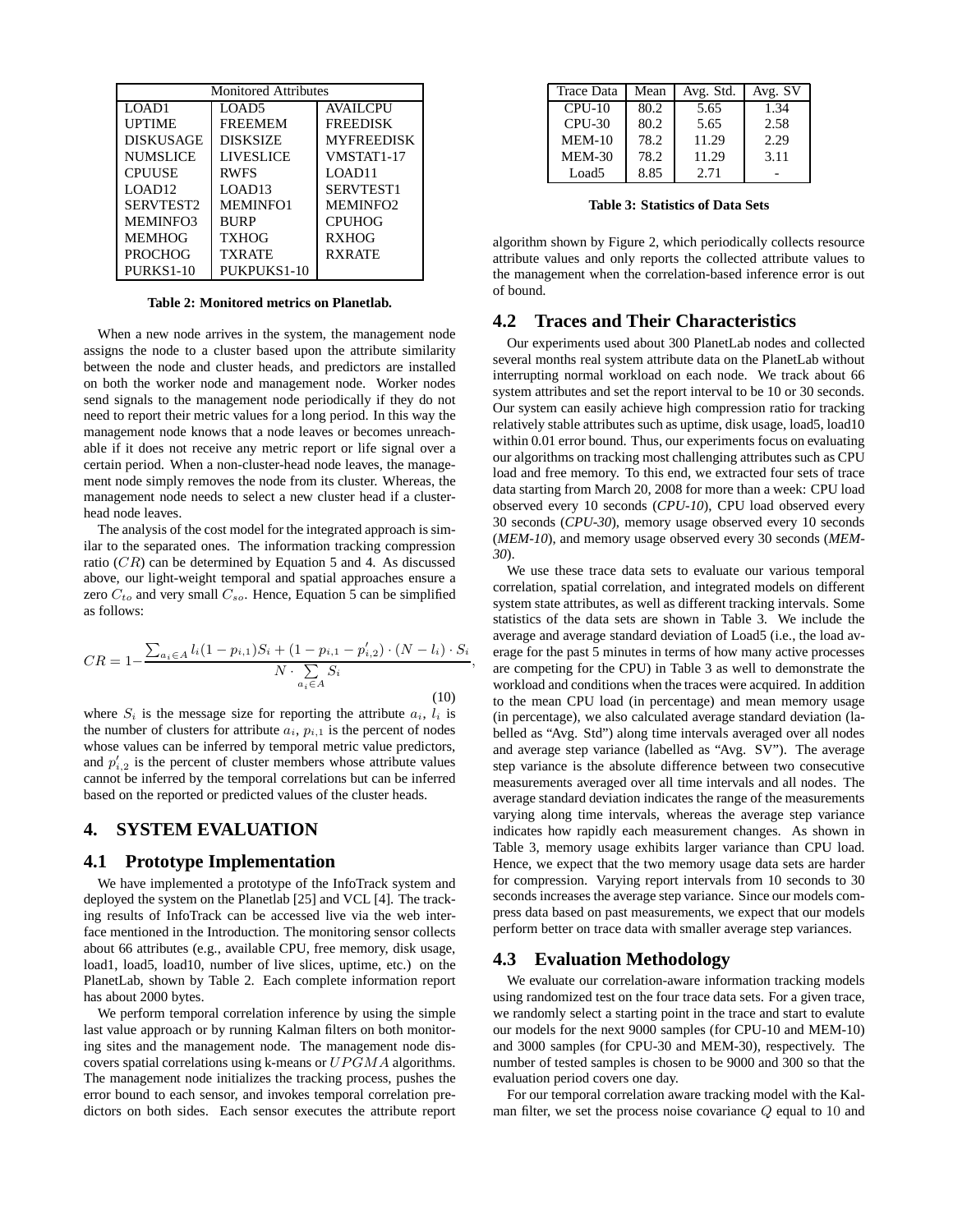| Monitored Attributes | | |
|---|---|---|
| LOAD1 | LOAD5 | AVAILCPU |
| UPTIME | FREEMEM | FREEDISK |
| DISKUSAGE | DISKSIZE | MYFREEDISK |
| NUMSLICE | LIVESLICE | VMSTAT1-17 |
| CPUUSE | RWFS | LOAD11 |
| LOAD12 | LOAD13 | SERVTEST1 |
| SERVTEST2 | MEMINFO1 | MEMINFO2 |
| MEMINFO3 | BURP | CPUHOG |
| MEMHOG | TXHOG | RXHOG |
| PROCHOG | TXRATE | RXRATE |
| PURKS1-10 | PUKPUKS1-10 | |

**Table 2: Monitored metrics on Planetlab.**

When a new node arrives in the system, the management node assigns the node to a cluster based upon the attribute similarity between the node and cluster heads, and predictors are installed on both the worker node and management node. Worker nodes send signals to the management node periodically if they do not need to report their metric values for a long period. In this way the management node knows that a node leaves or becomes unreachable if it does not receive any metric report or life signal over a certain period. When a non-cluster-head node leaves, the management node simply removes the node from its cluster. Whereas, the management node needs to select a new cluster head if a cluster-head node leaves.

The analysis of the cost model for the integrated approach is similar to the separated ones. The information tracking compression ratio ($CR$) can be determined by Equation 5 and 4. As discussed above, our light-weight temporal and spatial approaches ensure a zero $C_{to}$ and very small $C_{so}$. Hence, Equation 5 can be simplified as follows:

$$CR = 1 - \frac{\sum_{a_i \in A} l_i(1-p_{i,1})S_i + (1-p_{i,1}-p'_{i,2}) \cdot (N-l_i) \cdot S_i}{N \cdot \sum_{a_i \in A} S_i}, \tag{10}$$

where $S_i$ is the message size for reporting the attribute $a_i$, $l_i$ is the number of clusters for attribute $a_i$, $p_{i,1}$ is the percent of nodes whose values can be inferred by temporal metric value predictors, and $p'_{i,2}$ is the percent of cluster members whose attribute values cannot be inferred by the temporal correlations but can be inferred based on the reported or predicted values of the cluster heads.

## 4. SYSTEM EVALUATION

### 4.1 Prototype Implementation

We have implemented a prototype of the InfoTrack system and deployed the system on the Planetlab [25] and VCL [4]. The tracking results of InfoTrack can be accessed live via the web interface mentioned in the Introduction. The monitoring sensor collects about 66 attributes (e.g., available CPU, free memory, disk usage, load1, load5, load10, number of live slices, uptime, etc.) on the PlanetLab, shown by Table 2. Each complete information report has about 2000 bytes.

We perform temporal correlation inference by using the simple last value approach or by running Kalman filters on both monitoring sites and the management node. The management node discovers spatial correlations using k-means or $UPGMA$ algorithms. The management node initializes the tracking process, pushes the error bound to each sensor, and invokes temporal correlation predictors on both sides. Each sensor executes the attribute report algorithm shown by Figure 2, which periodically collects resource attribute values and only reports the collected attribute values to the management when the correlation-based inference error is out of bound.

| Trace Data | Mean | Avg. Std. | Avg. SV |
|---|---|---|---|
| CPU-10 | 80.2 | 5.65 | 1.34 |
| CPU-30 | 80.2 | 5.65 | 2.58 |
| MEM-10 | 78.2 | 11.29 | 2.29 |
| MEM-30 | 78.2 | 11.29 | 3.11 |
| Load5 | 8.85 | 2.71 | - |

**Table 3: Statistics of Data Sets**

### 4.2 Traces and Their Characteristics

Our experiments used about 300 PlanetLab nodes and collected several months real system attribute data on the PlanetLab without interrupting normal workload on each node. We track about 66 system attributes and set the report interval to be 10 or 30 seconds. Our system can easily achieve high compression ratio for tracking relatively stable attributes such as uptime, disk usage, load5, load10 within 0.01 error bound. Thus, our experiments focus on evaluating our algorithms on tracking most challenging attributes such as CPU load and free memory. To this end, we extracted four sets of trace data starting from March 20, 2008 for more than a week: CPU load observed every 10 seconds (*CPU-10*), CPU load observed every 30 seconds (*CPU-30*), memory usage observed every 10 seconds (*MEM-10*), and memory usage observed every 30 seconds (*MEM-30*).

We use these trace data sets to evaluate our various temporal correlation, spatial correlation, and integrated models on different system state attributes, as well as different tracking intervals. Some statistics of the data sets are shown in Table 3. We include the average and average standard deviation of Load5 (i.e., the load average for the past 5 minutes in terms of how many active processes are competing for the CPU) in Table 3 as well to demonstrate the workload and conditions when the traces were acquired. In addition to the mean CPU load (in percentage) and mean memory usage (in percentage), we also calculated average standard deviation (labelled as "Avg. Std") along time intervals averaged over all nodes and average step variance (labelled as "Avg. SV"). The average step variance is the absolute difference between two consecutive measurements averaged over all time intervals and all nodes. The average standard deviation indicates the range of the measurements varying along time intervals, whereas the average step variance indicates how rapidly each measurement changes. As shown in Table 3, memory usage exhibits larger variance than CPU load. Hence, we expect that the two memory usage data sets are harder for compression. Varying report intervals from 10 seconds to 30 seconds increases the average step variance. Since our models compress data based on past measurements, we expect that our models perform better on trace data with smaller average step variances.

### 4.3 Evaluation Methodology

We evaluate our correlation-aware information tracking models using randomized test on the four trace data sets. For a given trace, we randomly select a starting point in the trace and start to evalute our models for the next 9000 samples (for CPU-10 and MEM-10) and 3000 samples (for CPU-30 and MEM-30), respectively. The number of tested samples is chosen to be 9000 and 300 so that the evaluation period covers one day.

For our temporal correlation aware tracking model with the Kalman filter, we set the process noise covariance $Q$ equal to $10$ and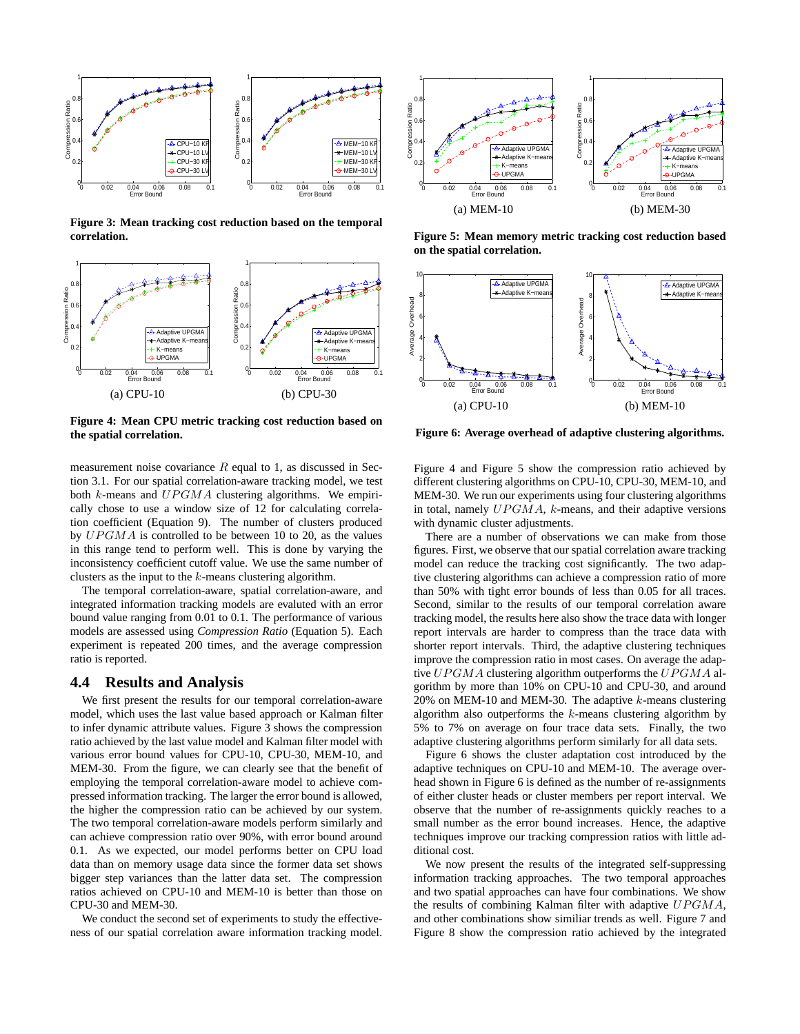**Figure 3: Mean tracking cost reduction based on the temporal correlation.**

(a) CPU-10 (b) CPU-30

**Figure 4: Mean CPU metric tracking cost reduction based on the spatial correlation.**

(a) MEM-10 (b) MEM-30

**Figure 5: Mean memory metric tracking cost reduction based on the spatial correlation.**

(a) CPU-10 (b) MEM-10

**Figure 6: Average overhead of adaptive clustering algorithms.**

measurement noise covariance $R$ equal to 1, as discussed in Section 3.1. For our spatial correlation-aware tracking model, we test both $k$-means and $UPGMA$ clustering algorithms. We empirically chose to use a window size of 12 for calculating correlation coefficient (Equation 9). The number of clusters produced by $UPGMA$ is controlled to be between 10 to 20, as the values in this range tend to perform well. This is done by varying the inconsistency coefficient cutoff value. We use the same number of clusters as the input to the $k$-means clustering algorithm.

The temporal correlation-aware, spatial correlation-aware, and integrated information tracking models are evaluated with an error bound value ranging from 0.01 to 0.1. The performance of various models are assessed using *Compression Ratio* (Equation 5). Each experiment is repeated 200 times, and the average compression ratio is reported.

## 4.4 Results and Analysis

We first present the results for our temporal correlation-aware model, which uses the last value based approach or Kalman filter to infer dynamic attribute values. Figure 3 shows the compression ratio achieved by the last value model and Kalman filter model with various error bound values for CPU-10, CPU-30, MEM-10, and MEM-30. From the figure, we can clearly see that the benefit of employing the temporal correlation-aware model to achieve compressed information tracking. The larger the error bound is allowed, the higher the compression ratio can be achieved by our system. The two temporal correlation-aware models perform similarly and can achieve compression ratio over 90%, with error bound around 0.1. As we expected, our model performs better on CPU load data than on memory usage data since the former data set shows bigger step variances than the latter data set. The compression ratios achieved on CPU-10 and MEM-10 is better than those on CPU-30 and MEM-30.

We conduct the second set of experiments to study the effectiveness of our spatial correlation aware information tracking model. Figure 4 and Figure 5 show the compression ratio achieved by different clustering algorithms on CPU-10, CPU-30, MEM-10, and MEM-30. We run our experiments using four clustering algorithms in total, namely $UPGMA$, $k$-means, and their adaptive versions with dynamic cluster adjustments.

There are a number of observations we can make from those figures. First, we observe that our spatial correlation aware tracking model can reduce the tracking cost significantly. The two adaptive clustering algorithms can achieve a compression ratio of more than 50% with tight error bounds of less than 0.05 for all traces. Second, similar to the results of our temporal correlation aware tracking model, the results here also show the trace data with longer report intervals are harder to compress than the trace data with shorter report intervals. Third, the adaptive clustering techniques improve the compression ratio in most cases. On average the adaptive $UPGMA$ clustering algorithm outperforms the $UPGMA$ algorithm by more than 10% on CPU-10 and CPU-30, and around 20% on MEM-10 and MEM-30. The adaptive $k$-means clustering algorithm also outperforms the $k$-means clustering algorithm by 5% to 7% on average on four trace data sets. Finally, the two adaptive clustering algorithms perform similarly for all data sets.

Figure 6 shows the cluster adaptation cost introduced by the adaptive techniques on CPU-10 and MEM-10. The average overhead shown in Figure 6 is defined as the number of re-assignments of either cluster heads or cluster members per report interval. We observe that the number of re-assignments quickly reaches to a small number as the error bound increases. Hence, the adaptive techniques improve our tracking compression ratios with little additional cost.

We now present the results of the integrated self-suppressing information tracking approaches. The two temporal approaches and two spatial approaches can have four combinations. We show the results of combining Kalman filter with adaptive $UPGMA$, and other combinations show similiar trends as well. Figure 7 and Figure 8 show the compression ratio achieved by the integrated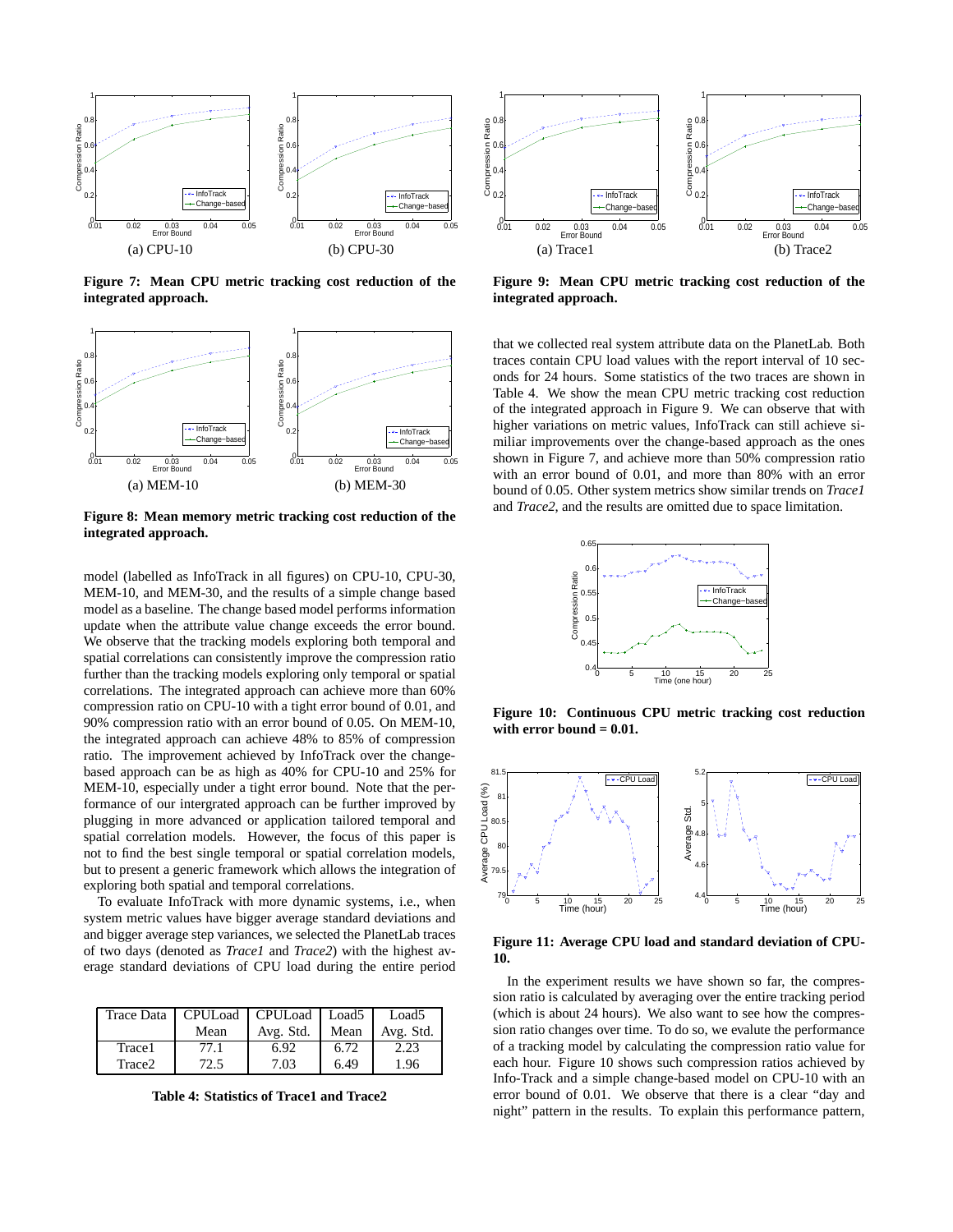Figure 7: Mean CPU metric tracking cost reduction of the integrated approach.

(a) CPU-10 (b) CPU-30

Figure 8: Mean memory metric tracking cost reduction of the integrated approach.

(a) MEM-10 (b) MEM-30

model (labelled as InfoTrack in all figures) on CPU-10, CPU-30, MEM-10, and MEM-30, and the results of a simple change based model as a baseline. The change based model performs information update when the attribute value change exceeds the error bound. We observe that the tracking models exploring both temporal and spatial correlations can consistently improve the compression ratio further than the tracking models exploring only temporal or spatial correlations. The integrated approach can achieve more than 60% compression ratio on CPU-10 with a tight error bound of 0.01, and 90% compression ratio with an error bound of 0.05. On MEM-10, the integrated approach can achieve 48% to 85% of compression ratio. The improvement achieved by InfoTrack over the change-based approach can be as high as 40% for CPU-10 and 25% for MEM-10, especially under a tight error bound. Note that the performance of our intergrated approach can be further improved by plugging in more advanced or application tailored temporal and spatial correlation models. However, the focus of this paper is not to find the best single temporal or spatial correlation models, but to present a generic framework which allows the integration of exploring both spatial and temporal correlations.

To evaluate InfoTrack with more dynamic systems, i.e., when system metric values have bigger average standard deviations and bigger average step variances, we selected the PlanetLab traces of two days (denoted as *Trace1* and *Trace2*) with the highest average standard deviations of CPU load during the entire period

| Trace Data | CPULoad Mean | CPULoad Avg. Std. | Load5 Mean | Load5 Avg. Std. |
|---|---|---|---|---|
| Trace1 | 77.1 | 6.92 | 6.72 | 2.23 |
| Trace2 | 72.5 | 7.03 | 6.49 | 1.96 |

Table 4: Statistics of Trace1 and Trace2

Figure 9: Mean CPU metric tracking cost reduction of the integrated approach.

(a) Trace1 (b) Trace2

that we collected real system attribute data on the PlanetLab. Both traces contain CPU load values with the report interval of 10 seconds for 24 hours. Some statistics of the two traces are shown in Table 4. We show the mean CPU metric tracking cost reduction of the integrated approach in Figure 9. We can observe that with higher variations on metric values, InfoTrack can still achieve similiar improvements over the change-based approach as the ones shown in Figure 7, and achieve more than 50% compression ratio with an error bound of 0.01, and more than 80% with an error bound of 0.05. Other system metrics show similar trends on *Trace1* and *Trace2*, and the results are omitted due to space limitation.

Figure 10: Continuous CPU metric tracking cost reduction with error bound = 0.01.

Figure 11: Average CPU load and standard deviation of CPU-10.

In the experiment results we have shown so far, the compression ratio is calculated by averaging over the entire tracking period (which is about 24 hours). We also want to see how the compression ratio changes over time. To do so, we evalute the performance of a tracking model by calculating the compression ratio value for each hour. Figure 10 shows such compression ratios achieved by Info-Track and a simple change-based model on CPU-10 with an error bound of 0.01. We observe that there is a clear "day and night" pattern in the results. To explain this performance pattern,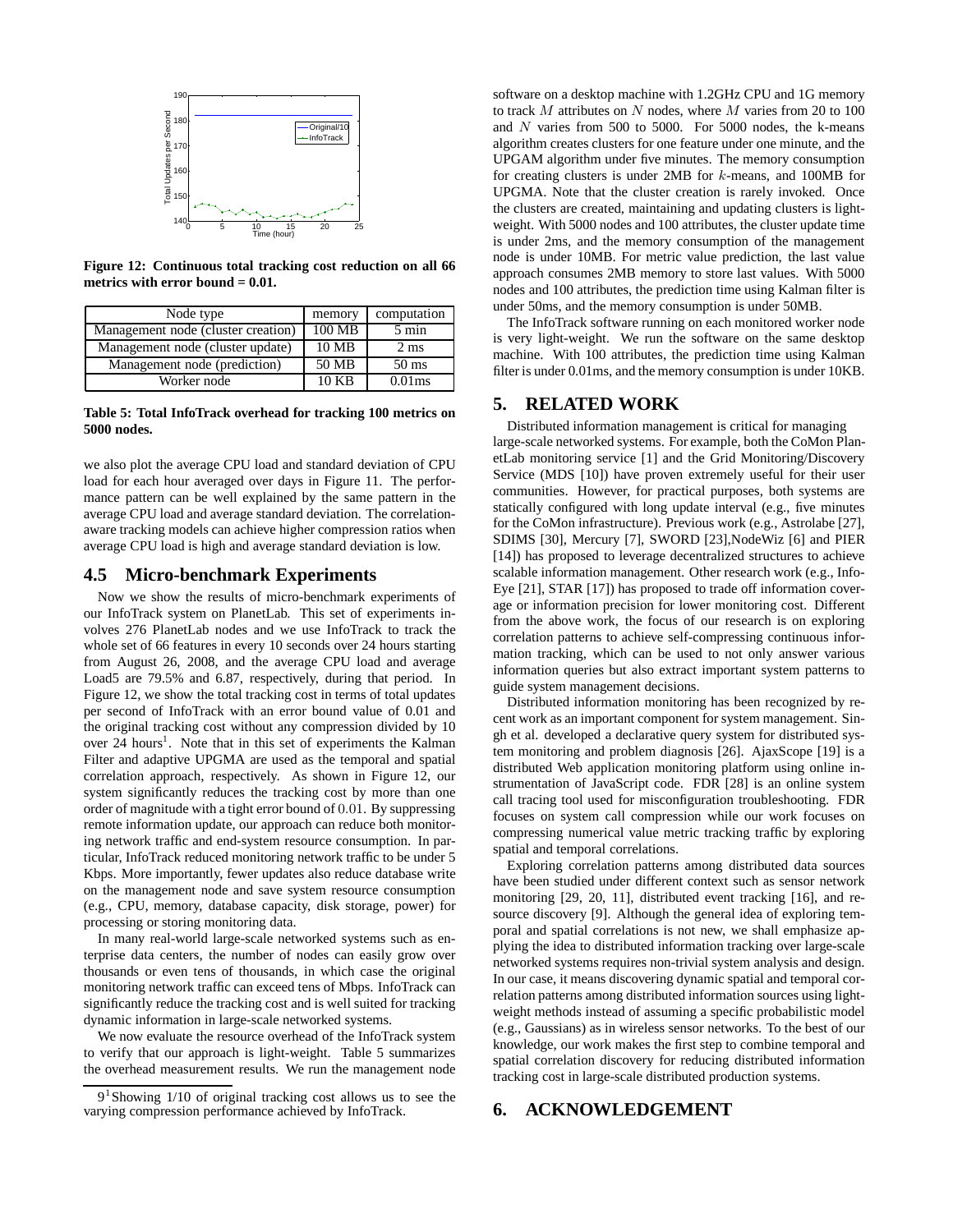Figure 12: Continuous total tracking cost reduction on all 66 metrics with error bound = 0.01.

| Node type | memory | computation |
|---|---|---|
| Management node (cluster creation) | 100 MB | 5 min |
| Management node (cluster update) | 10 MB | 2 ms |
| Management node (prediction) | 50 MB | 50 ms |
| Worker node | 10 KB | 0.01ms |

**Table 5: Total InfoTrack overhead for tracking 100 metrics on 5000 nodes.**

we also plot the average CPU load and standard deviation of CPU load for each hour averaged over days in Figure 11. The performance pattern can be well explained by the same pattern in the average CPU load and average standard deviation. The correlation-aware tracking models can achieve higher compression ratios when average CPU load is high and average standard deviation is low.

## 4.5 Micro-benchmark Experiments

Now we show the results of micro-benchmark experiments of our InfoTrack system on PlanetLab. This set of experiments involves 276 PlanetLab nodes and we use InfoTrack to track the whole set of 66 features in every 10 seconds over 24 hours starting from August 26, 2008, and the average CPU load and average Load5 are 79.5% and 6.87, respectively, during that period. In Figure 12, we show the total tracking cost in terms of total updates per second of InfoTrack with an error bound value of 0.01 and the original tracking cost without any compression divided by 10 over 24 hours[1]. Note that in this set of experiments the Kalman Filter and adaptive UPGMA are used as the temporal and spatial correlation approach, respectively. As shown in Figure 12, our system significantly reduces the tracking cost by more than one order of magnitude with a tight error bound of 0.01. By suppressing remote information update, our approach can reduce both monitoring network traffic and end-system resource consumption. In particular, InfoTrack reduced monitoring network traffic to be under 5 Kbps. More importantly, fewer updates also reduce database write on the management node and save system resource consumption (e.g., CPU, memory, database capacity, disk storage, power) for processing or storing monitoring data.

In many real-world large-scale networked systems such as enterprise data centers, the number of nodes can easily grow over thousands or even tens of thousands, in which case the original monitoring network traffic can exceed tens of Mbps. InfoTrack can significantly reduce the tracking cost and is well suited for tracking dynamic information in large-scale networked systems.

We now evaluate the resource overhead of the InfoTrack system to verify that our approach is light-weight. Table 5 summarizes the overhead measurement results. We run the management node software on a desktop machine with 1.2GHz CPU and 1G memory to track $M$ attributes on $N$ nodes, where $M$ varies from 20 to 100 and $N$ varies from 500 to 5000. For 5000 nodes, the k-means algorithm creates clusters for one feature under one minute, and the UPGAM algorithm under five minutes. The memory consumption for creating clusters is under 2MB for $k$-means, and 100MB for UPGMA. Note that the cluster creation is rarely invoked. Once the clusters are created, maintaining and updating clusters is light-weight. With 5000 nodes and 100 attributes, the cluster update time is under 2ms, and the memory consumption of the management node is under 10MB. For metric value prediction, the last value approach consumes 2MB memory to store last values. With 5000 nodes and 100 attributes, the prediction time using Kalman filter is under 50ms, and the memory consumption is under 50MB.

The InfoTrack software running on each monitored worker node is very light-weight. We run the software on the same desktop machine. With 100 attributes, the prediction time using Kalman filter is under 0.01ms, and the memory consumption is under 10KB.

[1] Showing 1/10 of original tracking cost allows us to see the varying compression performance achieved by InfoTrack.

# 5. RELATED WORK

Distributed information management is critical for managing large-scale networked systems. For example, both the CoMon PlanetLab monitoring service [1] and the Grid Monitoring/Discovery Service (MDS [10]) have proven extremely useful for their user communities. However, for practical purposes, both systems are statically configured with long update interval (e.g., five minutes for the CoMon infrastructure). Previous work (e.g., Astrolabe [27], SDIMS [30], Mercury [7], SWORD [23],NodeWiz [6] and PIER [14]) has proposed to leverage decentralized structures to achieve scalable information management. Other research work (e.g., Info-Eye [21], STAR [17]) has proposed to trade off information coverage or information precision for lower monitoring cost. Different from the above work, the focus of our research is on exploring correlation patterns to achieve self-compressing continuous information tracking, which can be used to not only answer various information queries but also extract important system patterns to guide system management decisions.

Distributed information monitoring has been recognized by recent work as an important component for system management. Singh et al. developed a declarative query system for distributed system monitoring and problem diagnosis [26]. AjaxScope [19] is a distributed Web application monitoring platform using online instrumentation of JavaScript code. FDR [28] is an online system call tracing tool used for misconfiguration troubleshooting. FDR focuses on system call compression while our work focuses on compressing numerical value metric tracking traffic by exploring spatial and temporal correlations.

Exploring correlation patterns among distributed data sources have been studied under different context such as sensor network monitoring [29, 20, 11], distributed event tracking [16], and resource discovery [9]. Although the general idea of exploring temporal and spatial correlations is not new, we shall emphasize applying the idea to distributed information tracking over large-scale networked systems requires non-trivial system analysis and design. In our case, it means discovering dynamic spatial and temporal correlation patterns among distributed information sources using light-weight methods instead of assuming a specific probabilistic model (e.g., Gaussians) as in wireless sensor networks. To the best of our knowledge, our work makes the first step to combine temporal and spatial correlation discovery for reducing distributed information tracking cost in large-scale distributed production systems.

# 6. ACKNOWLEDGEMENT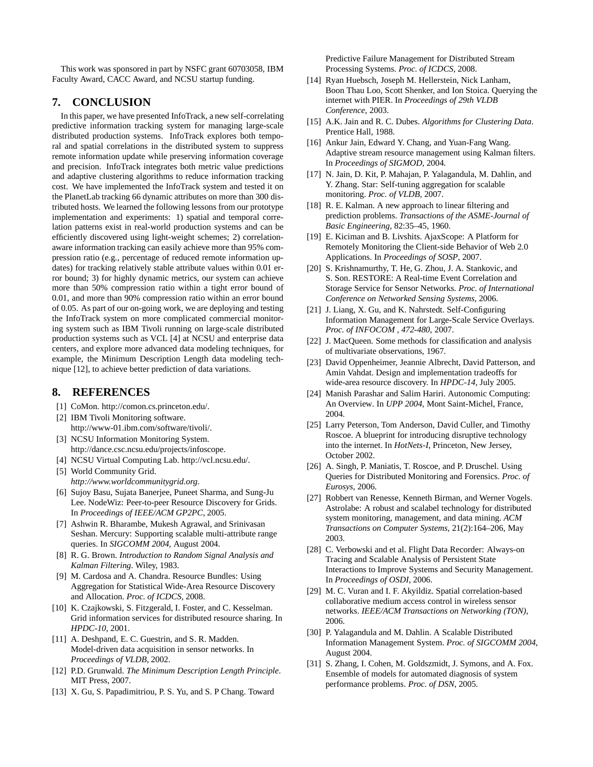This work was sponsored in part by NSFC grant 60703058, IBM Faculty Award, CACC Award, and NCSU startup funding.

## 7. CONCLUSION

In this paper, we have presented InfoTrack, a new self-correlating predictive information tracking system for managing large-scale distributed production systems. InfoTrack explores both temporal and spatial correlations in the distributed system to suppress remote information update while preserving information coverage and precision. InfoTrack integrates both metric value predictions and adaptive clustering algorithms to reduce information tracking cost. We have implemented the InfoTrack system and tested it on the PlanetLab tracking 66 dynamic attributes on more than 300 distributed hosts. We learned the following lessons from our prototype implementation and experiments: 1) spatial and temporal correlation patterns exist in real-world production systems and can be efficiently discovered using light-weight schemes; 2) correlation-aware information tracking can easily achieve more than 95% compression ratio (e.g., percentage of reduced remote information updates) for tracking relatively stable attribute values within 0.01 error bound; 3) for highly dynamic metrics, our system can achieve more than 50% compression ratio within a tight error bound of 0.01, and more than 90% compression ratio within an error bound of 0.05. As part of our on-going work, we are deploying and testing the InfoTrack system on more complicated commercial monitoring system such as IBM Tivoli running on large-scale distributed production systems such as VCL [4] at NCSU and enterprise data centers, and explore more advanced data modeling techniques, for example, the Minimum Description Length data modeling technique [12], to achieve better prediction of data variations.

## 8. REFERENCES

[1] CoMon. http://comon.cs.princeton.edu/.

[2] IBM Tivoli Monitoring software. http://www-01.ibm.com/software/tivoli/.

[3] NCSU Information Monitoring System. http://dance.csc.ncsu.edu/projects/infoscope.

[4] NCSU Virtual Computing Lab. http://vcl.ncsu.edu/.

[5] World Community Grid. *http://www.worldcommunitygrid.org*.

[6] Sujoy Basu, Sujata Banerjee, Puneet Sharma, and Sung-Ju Lee. NodeWiz: Peer-to-peer Resource Discovery for Grids. In *Proceedings of IEEE/ACM GP2PC*, 2005.

[7] Ashwin R. Bharambe, Mukesh Agrawal, and Srinivasan Seshan. Mercury: Supporting scalable multi-attribute range queries. In *SIGCOMM 2004*, August 2004.

[8] R. G. Brown. *Introduction to Random Signal Analysis and Kalman Filtering*. Wiley, 1983.

[9] M. Cardosa and A. Chandra. Resource Bundles: Using Aggregation for Statistical Wide-Area Resource Discovery and Allocation. *Proc. of ICDCS*, 2008.

[10] K. Czajkowski, S. Fitzgerald, I. Foster, and C. Kesselman. Grid information services for distributed resource sharing. In *HPDC-10*, 2001.

[11] A. Deshpand, E. C. Guestrin, and S. R. Madden. Model-driven data acquisition in sensor networks. In *Proceedings of VLDB*, 2002.

[12] P.D. Grunwald. *The Minimum Description Length Principle*. MIT Press, 2007.

[13] X. Gu, S. Papadimitriou, P. S. Yu, and S. P Chang. Toward Predictive Failure Management for Distributed Stream Processing Systems. *Proc. of ICDCS*, 2008.

[14] Ryan Huebsch, Joseph M. Hellerstein, Nick Lanham, Boon Thau Loo, Scott Shenker, and Ion Stoica. Querying the internet with PIER. In *Proceedings of 29th VLDB Conference*, 2003.

[15] A.K. Jain and R. C. Dubes. *Algorithms for Clustering Data*. Prentice Hall, 1988.

[16] Ankur Jain, Edward Y. Chang, and Yuan-Fang Wang. Adaptive stream resource management using Kalman filters. In *Proceedings of SIGMOD*, 2004.

[17] N. Jain, D. Kit, P. Mahajan, P. Yalagandula, M. Dahlin, and Y. Zhang. Star: Self-tuning aggregation for scalable monitoring. *Proc. of VLDB*, 2007.

[18] R. E. Kalman. A new approach to linear filtering and prediction problems. *Transactions of the ASME-Journal of Basic Engineering*, 82:35–45, 1960.

[19] E. Kiciman and B. Livshits. AjaxScope: A Platform for Remotely Monitoring the Client-side Behavior of Web 2.0 Applications. In *Proceedings of SOSP*, 2007.

[20] S. Krishnamurthy, T. He, G. Zhou, J. A. Stankovic, and S. Son. RESTORE: A Real-time Event Correlation and Storage Service for Sensor Networks. *Proc. of International Conference on Networked Sensing Systems*, 2006.

[21] J. Liang, X. Gu, and K. Nahrstedt. Self-Configuring Information Management for Large-Scale Service Overlays. *Proc. of INFOCOM , 472-480*, 2007.

[22] J. MacQueen. Some methods for classification and analysis of multivariate observations, 1967.

[23] David Oppenheimer, Jeannie Albrecht, David Patterson, and Amin Vahdat. Design and implementation tradeoffs for wide-area resource discovery. In *HPDC-14*, July 2005.

[24] Manish Parashar and Salim Hariri. Autonomic Computing: An Overview. In *UPP 2004*, Mont Saint-Michel, France, 2004.

[25] Larry Peterson, Tom Anderson, David Culler, and Timothy Roscoe. A blueprint for introducing disruptive technology into the internet. In *HotNets-I*, Princeton, New Jersey, October 2002.

[26] A. Singh, P. Maniatis, T. Roscoe, and P. Druschel. Using Queries for Distributed Monitoring and Forensics. *Proc. of Eurosys*, 2006.

[27] Robbert van Renesse, Kenneth Birman, and Werner Vogels. Astrolabe: A robust and scalabel technology for distributed system monitoring, management, and data mining. *ACM Transactions on Computer Systems*, 21(2):164–206, May 2003.

[28] C. Verbowski and et al. Flight Data Recorder: Always-on Tracing and Scalable Analysis of Persistent State Interactions to Improve Systems and Security Management. In *Proceedings of OSDI*, 2006.

[29] M. C. Vuran and I. F. Akyildiz. Spatial correlation-based collaborative medium access control in wireless sensor networks. *IEEE/ACM Transactions on Networking (TON)*, 2006.

[30] P. Yalagandula and M. Dahlin. A Scalable Distributed Information Management System. *Proc. of SIGCOMM 2004*, August 2004.

[31] S. Zhang, I. Cohen, M. Goldszmidt, J. Symons, and A. Fox. Ensemble of models for automated diagnosis of system performance problems. *Proc. of DSN*, 2005.